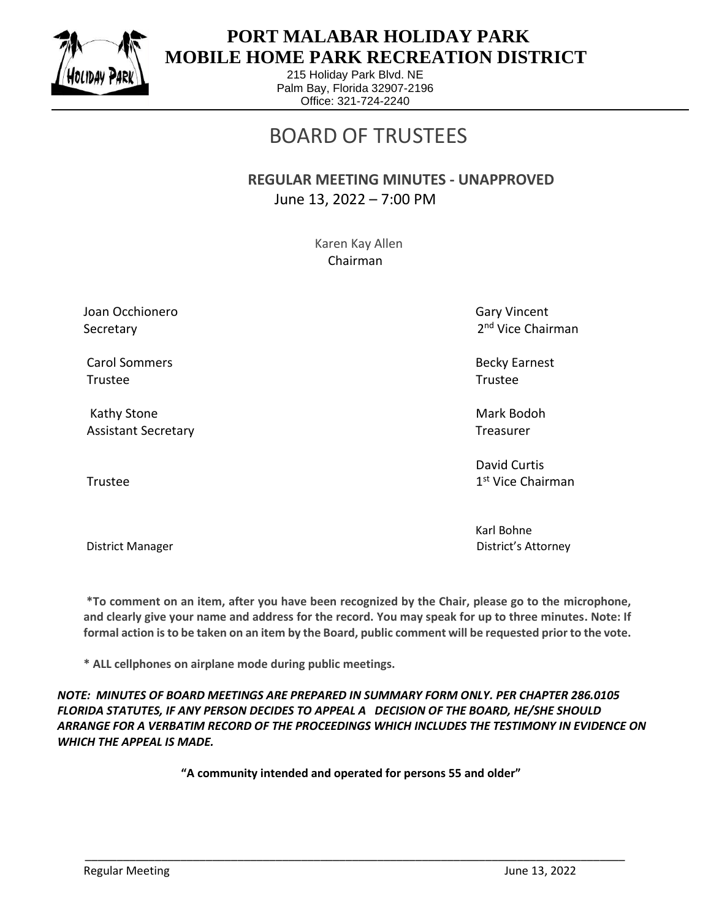# PORT MALABAR HOLIDAY PARK MOBILE HOME PARK RECREATION DISTRICT

215 Holiday Park Blvd. NE
Palm Bay, Florida 32907-2196
Office: 321-724-2240

# BOARD OF TRUSTEES

**REGULAR MEETING MINUTES - UNAPPROVED**

June 13, 2022 – 7:00 PM

Karen Kay Allen
Chairman

Joan Occhionero
Secretary

Gary Vincent
2nd Vice Chairman

Carol Sommers
Trustee

Becky Earnest
Trustee

Kathy Stone
Assistant Secretary

Mark Bodoh
Treasurer

Trustee

David Curtis
1st Vice Chairman

District Manager

Karl Bohne
District's Attorney

**\*To comment on an item, after you have been recognized by the Chair, please go to the microphone, and clearly give your name and address for the record. You may speak for up to three minutes. Note: If formal action is to be taken on an item by the Board, public comment will be requested prior to the vote.**

**\* ALL cellphones on airplane mode during public meetings.**

***NOTE: MINUTES OF BOARD MEETINGS ARE PREPARED IN SUMMARY FORM ONLY. PER CHAPTER 286.0105 FLORIDA STATUTES, IF ANY PERSON DECIDES TO APPEAL A DECISION OF THE BOARD, HE/SHE SHOULD ARRANGE FOR A VERBATIM RECORD OF THE PROCEEDINGS WHICH INCLUDES THE TESTIMONY IN EVIDENCE ON WHICH THE APPEAL IS MADE.***

**"A community intended and operated for persons 55 and older"**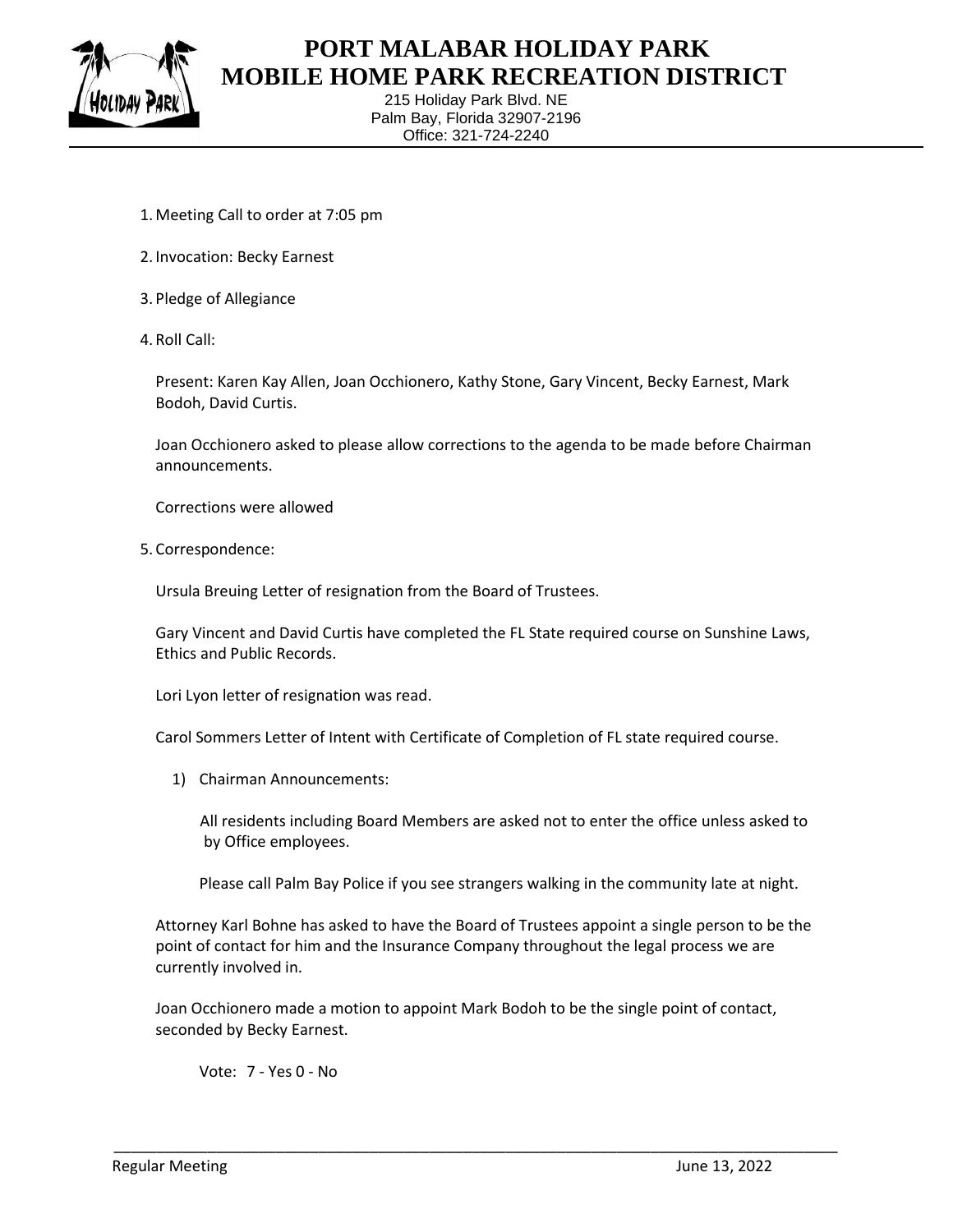# PORT MALABAR HOLIDAY PARK
# MOBILE HOME PARK RECREATION DISTRICT

215 Holiday Park Blvd. NE
Palm Bay, Florida 32907-2196
Office: 321-724-2240

1. Meeting Call to order at 7:05 pm

2. Invocation: Becky Earnest

3. Pledge of Allegiance

4. Roll Call:

   Present: Karen Kay Allen, Joan Occhionero, Kathy Stone, Gary Vincent, Becky Earnest, Mark Bodoh, David Curtis.

   Joan Occhionero asked to please allow corrections to the agenda to be made before Chairman announcements.

   Corrections were allowed

5. Correspondence:

   Ursula Breuing Letter of resignation from the Board of Trustees.

   Gary Vincent and David Curtis have completed the FL State required course on Sunshine Laws, Ethics and Public Records.

   Lori Lyon letter of resignation was read.

   Carol Sommers Letter of Intent with Certificate of Completion of FL state required course.

   1) Chairman Announcements:

      All residents including Board Members are asked not to enter the office unless asked to by Office employees.

      Please call Palm Bay Police if you see strangers walking in the community late at night.

   Attorney Karl Bohne has asked to have the Board of Trustees appoint a single person to be the point of contact for him and the Insurance Company throughout the legal process we are currently involved in.

   Joan Occhionero made a motion to appoint Mark Bodoh to be the single point of contact, seconded by Becky Earnest.

      Vote: 7 - Yes 0 - No

Regular Meeting June 13, 2022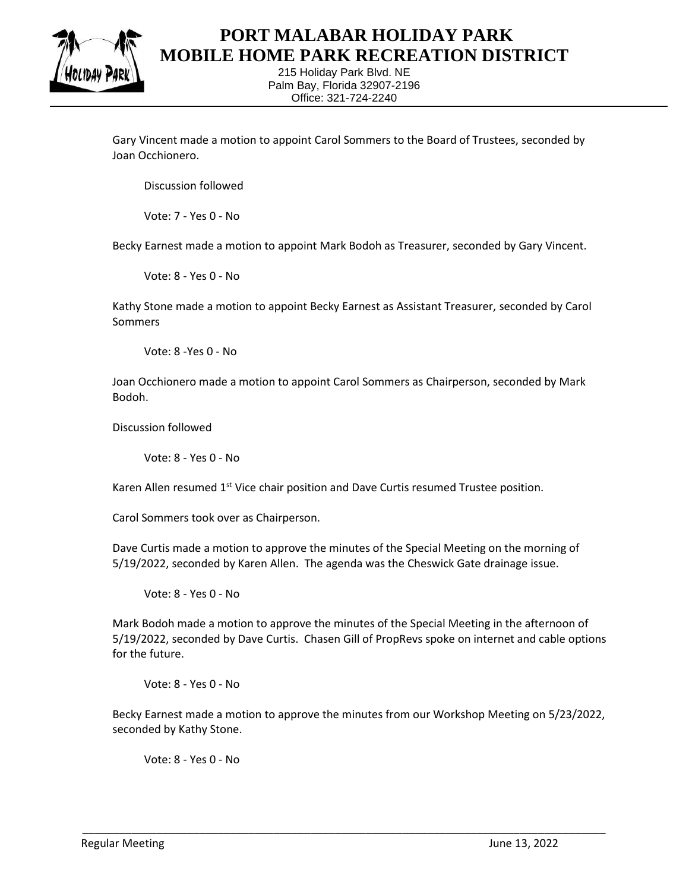Gary Vincent made a motion to appoint Carol Sommers to the Board of Trustees, seconded by Joan Occhionero.

Discussion followed

Vote: 7 - Yes 0 - No

Becky Earnest made a motion to appoint Mark Bodoh as Treasurer, seconded by Gary Vincent.

Vote: 8 - Yes 0 - No

Kathy Stone made a motion to appoint Becky Earnest as Assistant Treasurer, seconded by Carol Sommers

Vote: 8 -Yes 0 - No

Joan Occhionero made a motion to appoint Carol Sommers as Chairperson, seconded by Mark Bodoh.

Discussion followed

Vote: 8 - Yes 0 - No

Karen Allen resumed 1st Vice chair position and Dave Curtis resumed Trustee position.

Carol Sommers took over as Chairperson.

Dave Curtis made a motion to approve the minutes of the Special Meeting on the morning of 5/19/2022, seconded by Karen Allen. The agenda was the Cheswick Gate drainage issue.

Vote: 8 - Yes 0 - No

Mark Bodoh made a motion to approve the minutes of the Special Meeting in the afternoon of 5/19/2022, seconded by Dave Curtis. Chasen Gill of PropRevs spoke on internet and cable options for the future.

Vote: 8 - Yes 0 - No

Becky Earnest made a motion to approve the minutes from our Workshop Meeting on 5/23/2022, seconded by Kathy Stone.

Vote: 8 - Yes 0 - No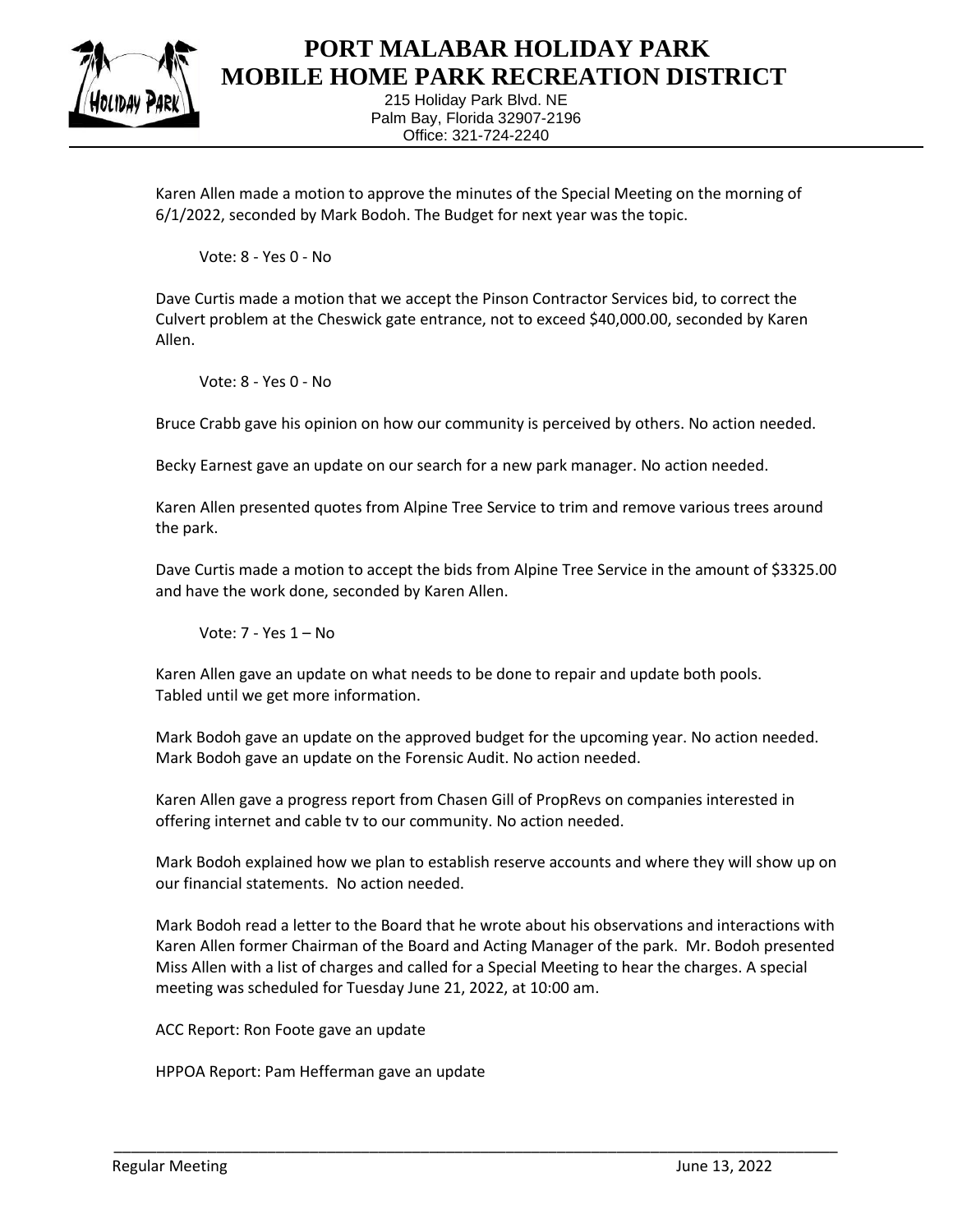Karen Allen made a motion to approve the minutes of the Special Meeting on the morning of 6/1/2022, seconded by Mark Bodoh. The Budget for next year was the topic.

Vote: 8 - Yes 0 - No

Dave Curtis made a motion that we accept the Pinson Contractor Services bid, to correct the Culvert problem at the Cheswick gate entrance, not to exceed $40,000.00, seconded by Karen Allen.

Vote: 8 - Yes 0 - No

Bruce Crabb gave his opinion on how our community is perceived by others. No action needed.

Becky Earnest gave an update on our search for a new park manager. No action needed.

Karen Allen presented quotes from Alpine Tree Service to trim and remove various trees around the park.

Dave Curtis made a motion to accept the bids from Alpine Tree Service in the amount of $3325.00 and have the work done, seconded by Karen Allen.

Vote: 7 - Yes 1 – No

Karen Allen gave an update on what needs to be done to repair and update both pools. Tabled until we get more information.

Mark Bodoh gave an update on the approved budget for the upcoming year. No action needed.
Mark Bodoh gave an update on the Forensic Audit. No action needed.

Karen Allen gave a progress report from Chasen Gill of PropRevs on companies interested in offering internet and cable tv to our community. No action needed.

Mark Bodoh explained how we plan to establish reserve accounts and where they will show up on our financial statements. No action needed.

Mark Bodoh read a letter to the Board that he wrote about his observations and interactions with Karen Allen former Chairman of the Board and Acting Manager of the park. Mr. Bodoh presented Miss Allen with a list of charges and called for a Special Meeting to hear the charges. A special meeting was scheduled for Tuesday June 21, 2022, at 10:00 am.

ACC Report: Ron Foote gave an update

HPPOA Report: Pam Hefferman gave an update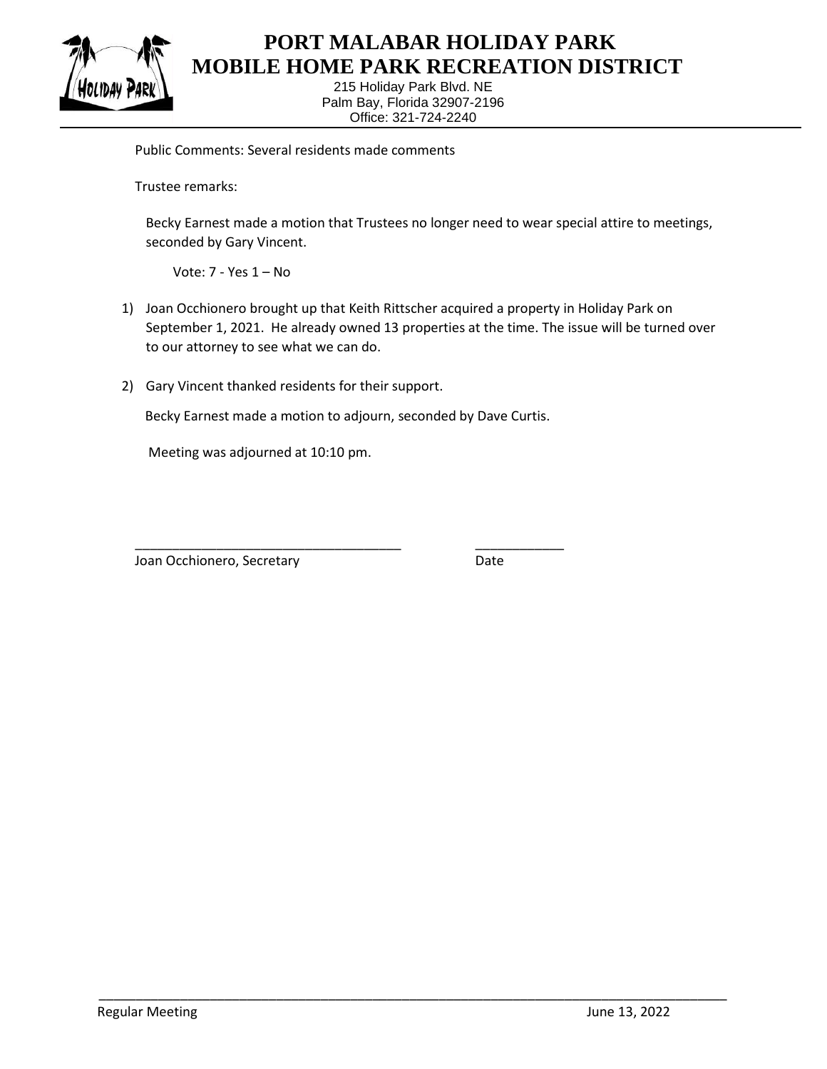Public Comments: Several residents made comments

Trustee remarks:

Becky Earnest made a motion that Trustees no longer need to wear special attire to meetings, seconded by Gary Vincent.

Vote: 7 - Yes 1 – No

1) Joan Occhionero brought up that Keith Rittscher acquired a property in Holiday Park on September 1, 2021. He already owned 13 properties at the time. The issue will be turned over to our attorney to see what we can do.

2) Gary Vincent thanked residents for their support.

Becky Earnest made a motion to adjourn, seconded by Dave Curtis.

Meeting was adjourned at 10:10 pm.

\_\_\_\_\_\_\_\_\_\_\_\_\_\_\_\_\_\_\_\_\_\_\_\_\_\_\_\_\_\_\_\_\_\_\_\_ \_\_\_\_\_\_\_\_\_\_\_\_

Joan Occhionero, Secretary Date